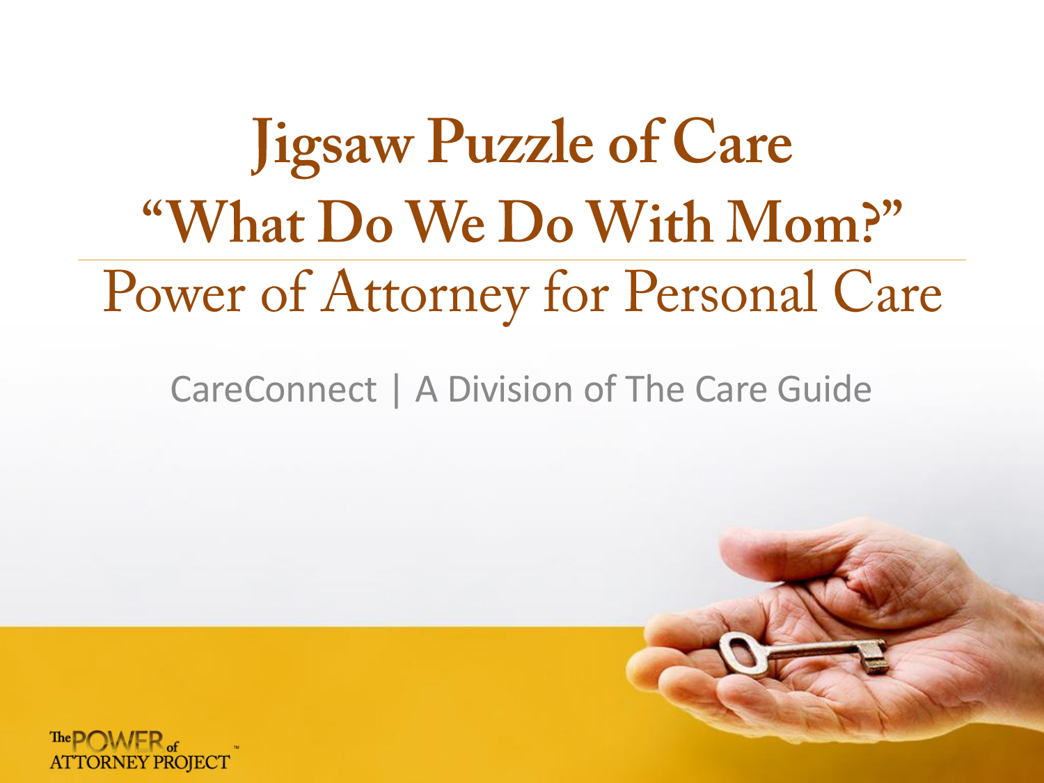# Jigsaw Puzzle of Care

# "What Do We Do With Mom?"

## Power of Attorney for Personal Care

CareConnect | A Division of The Care Guide

The POWER of ATTORNEY PROJECT™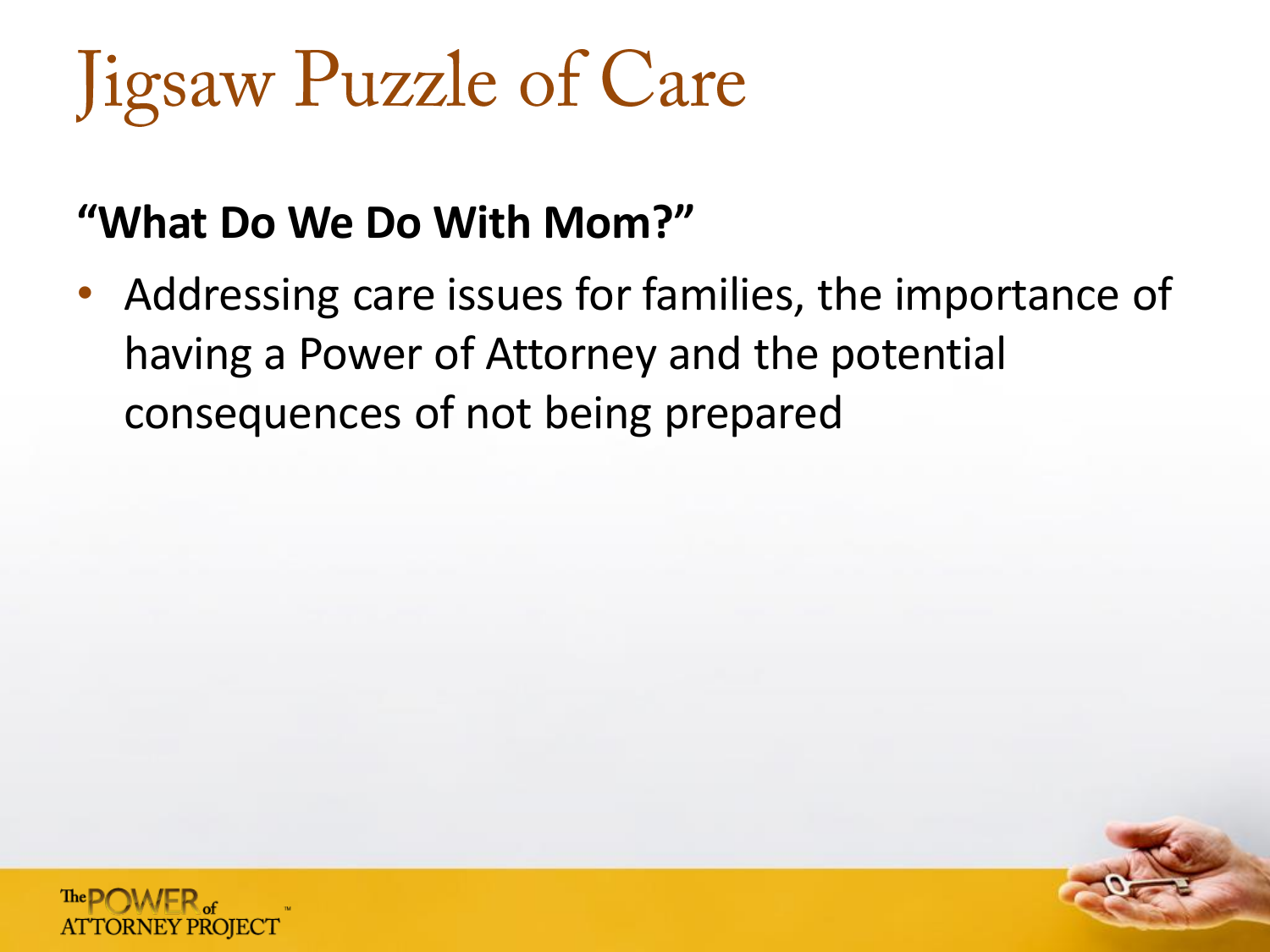# Jigsaw Puzzle of Care

**"What Do We Do With Mom?"**

- Addressing care issues for families, the importance of having a Power of Attorney and the potential consequences of not being prepared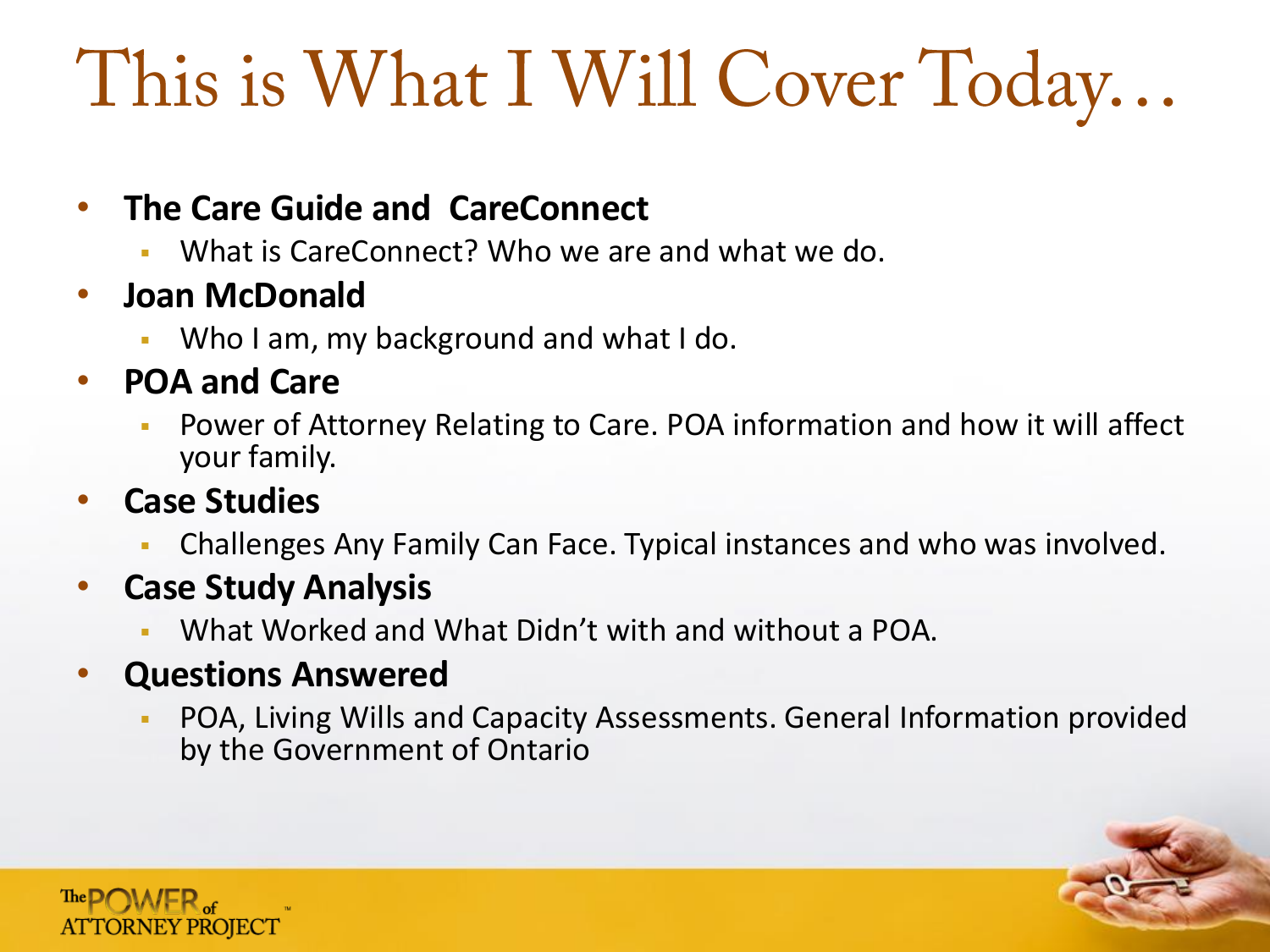# This is What I Will Cover Today…

- **The Care Guide and CareConnect**
  - What is CareConnect? Who we are and what we do.
- **Joan McDonald**
  - Who I am, my background and what I do.
- **POA and Care**
  - Power of Attorney Relating to Care. POA information and how it will affect your family.
- **Case Studies**
  - Challenges Any Family Can Face. Typical instances and who was involved.
- **Case Study Analysis**
  - What Worked and What Didn't with and without a POA.
- **Questions Answered**
  - POA, Living Wills and Capacity Assessments. General Information provided by the Government of Ontario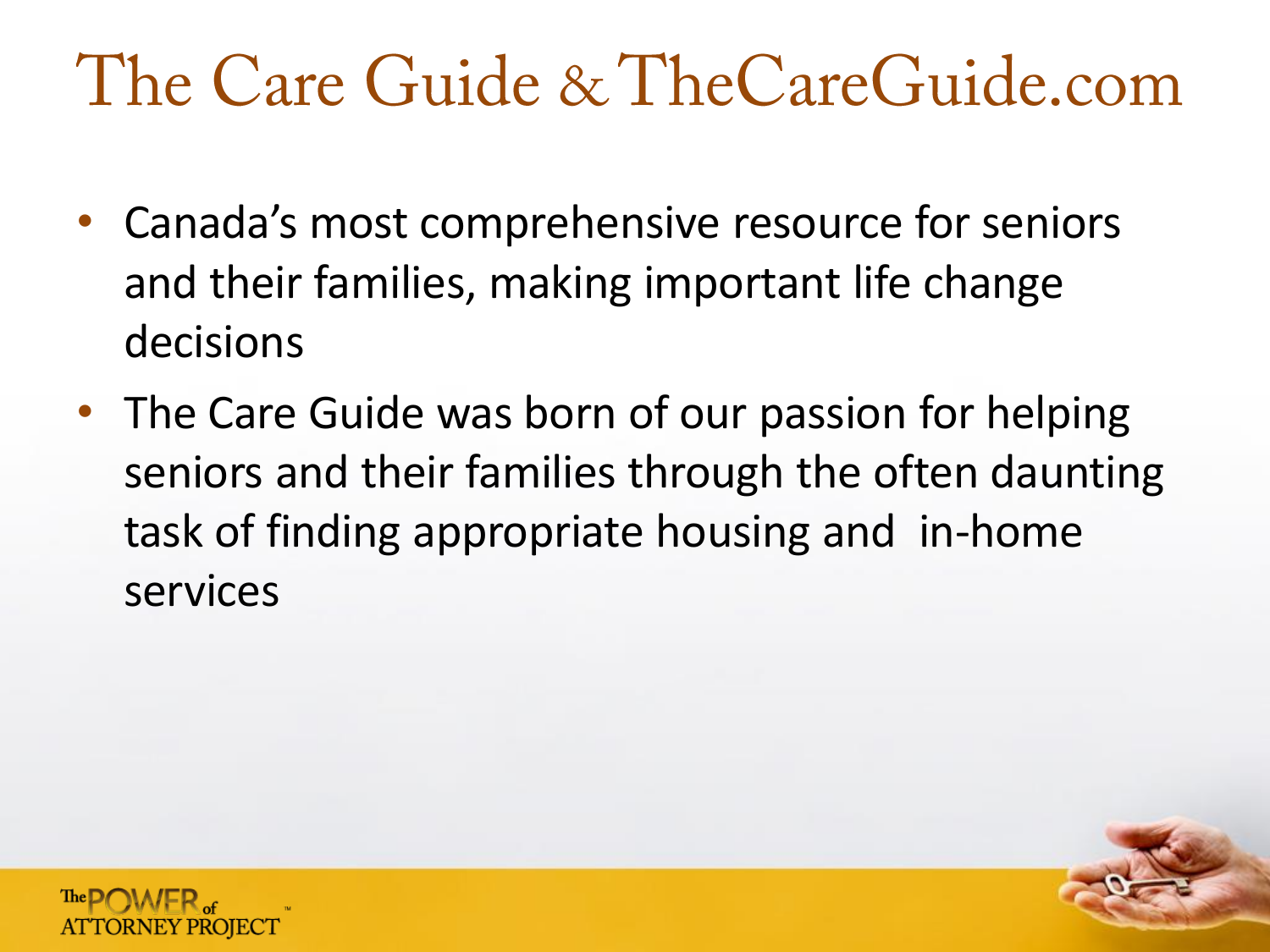# The Care Guide & TheCareGuide.com

- Canada's most comprehensive resource for seniors and their families, making important life change decisions
- The Care Guide was born of our passion for helping seniors and their families through the often daunting task of finding appropriate housing and in-home services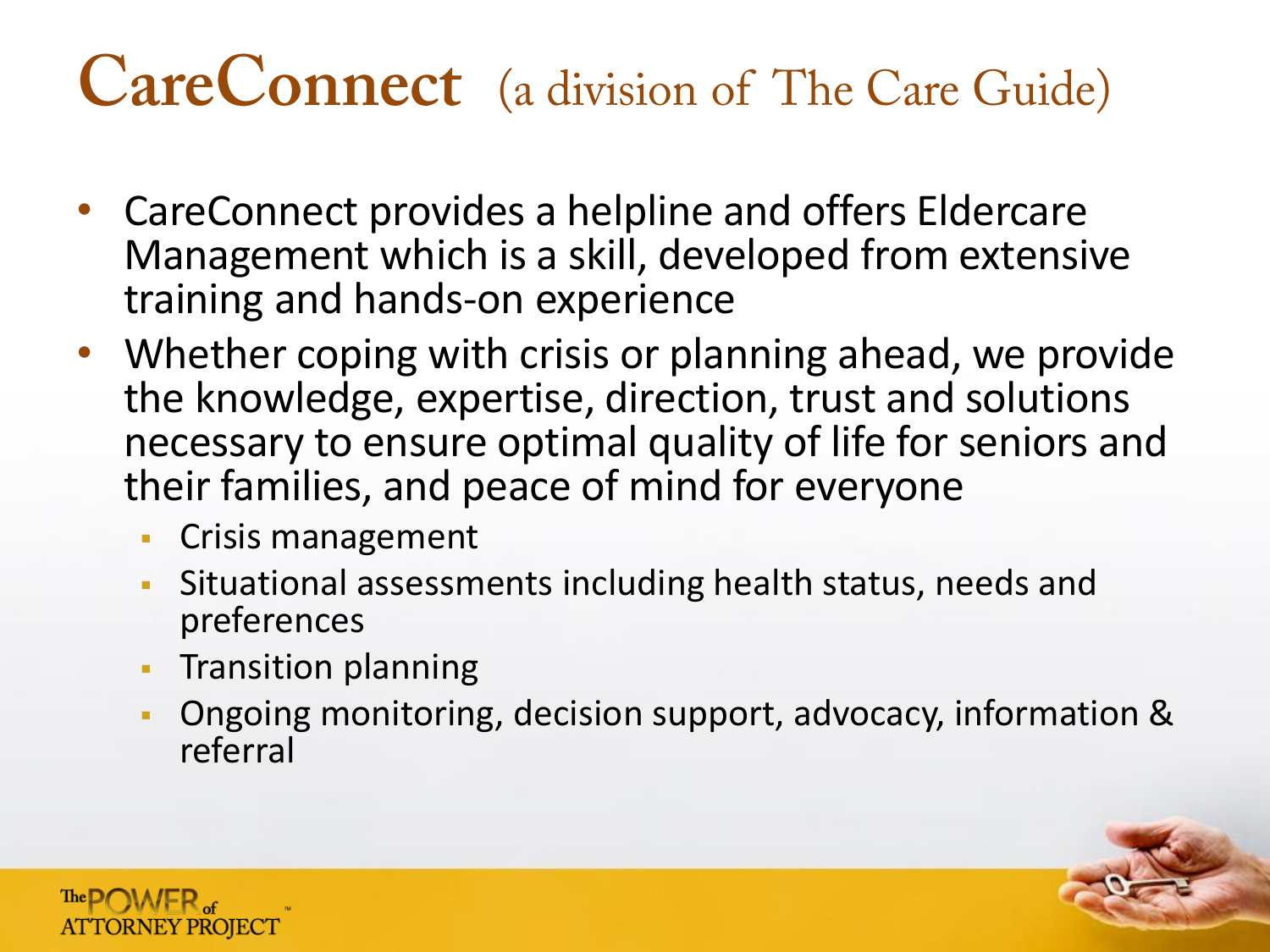# CareConnect (a division of The Care Guide)

- CareConnect provides a helpline and offers Eldercare Management which is a skill, developed from extensive training and hands-on experience
- Whether coping with crisis or planning ahead, we provide the knowledge, expertise, direction, trust and solutions necessary to ensure optimal quality of life for seniors and their families, and peace of mind for everyone
  - Crisis management
  - Situational assessments including health status, needs and preferences
  - Transition planning
  - Ongoing monitoring, decision support, advocacy, information & referral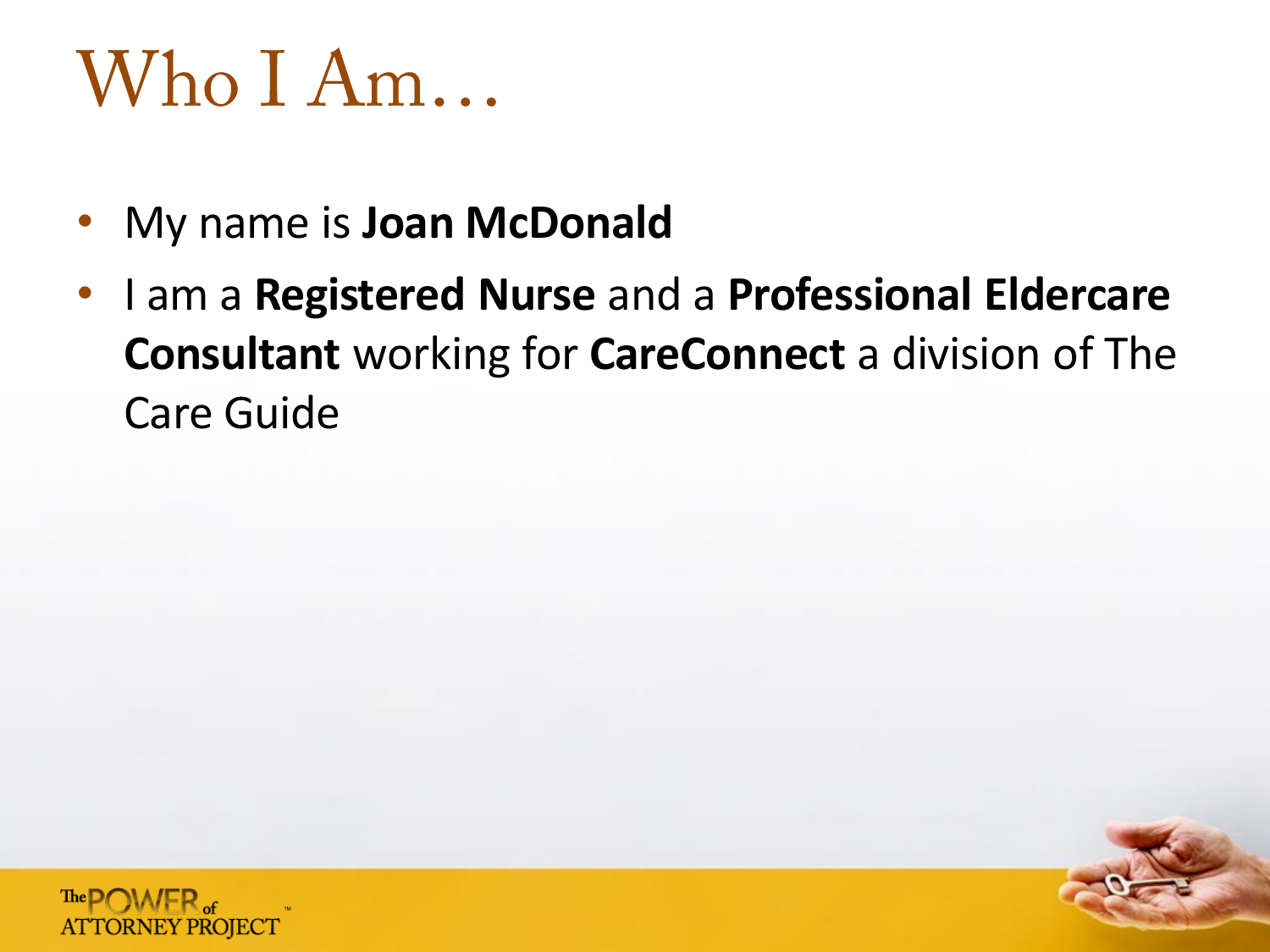# Who I Am…

- My name is **Joan McDonald**
- I am a **Registered Nurse** and a **Professional Eldercare Consultant** working for **CareConnect** a division of The Care Guide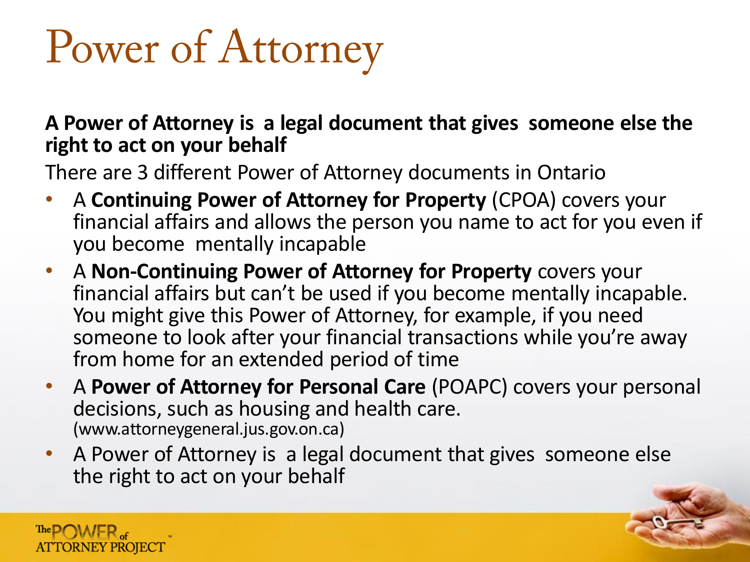# Power of Attorney

**A Power of Attorney is a legal document that gives someone else the right to act on your behalf**

There are 3 different Power of Attorney documents in Ontario

- A **Continuing Power of Attorney for Property** (CPOA) covers your financial affairs and allows the person you name to act for you even if you become mentally incapable
- A **Non-Continuing Power of Attorney for Property** covers your financial affairs but can't be used if you become mentally incapable. You might give this Power of Attorney, for example, if you need someone to look after your financial transactions while you're away from home for an extended period of time
- A **Power of Attorney for Personal Care** (POAPC) covers your personal decisions, such as housing and health care. (www.attorneygeneral.jus.gov.on.ca)
- A Power of Attorney is a legal document that gives someone else the right to act on your behalf

The POWER of ATTORNEY PROJECT™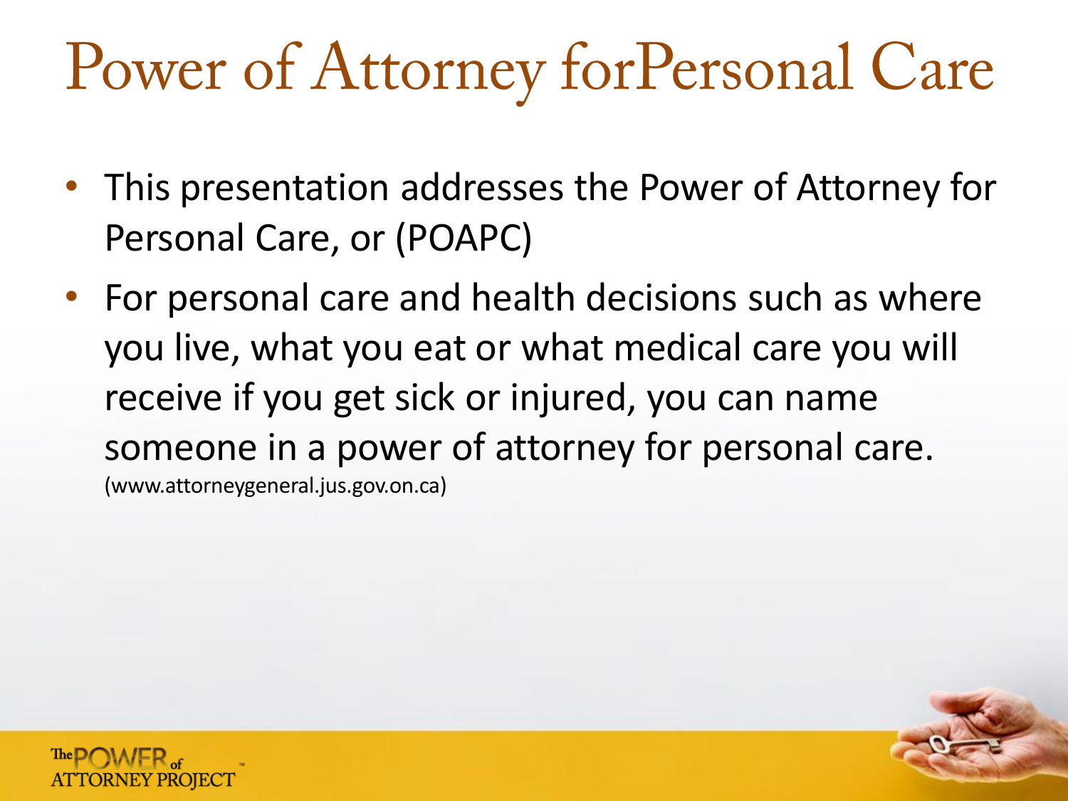# Power of Attorney forPersonal Care

- This presentation addresses the Power of Attorney for Personal Care, or (POAPC)
- For personal care and health decisions such as where you live, what you eat or what medical care you will receive if you get sick or injured, you can name someone in a power of attorney for personal care. (www.attorneygeneral.jus.gov.on.ca)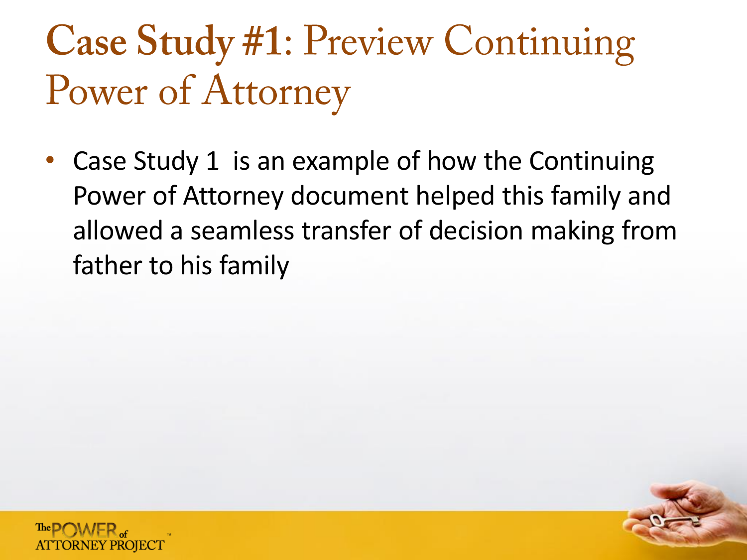# **Case Study #1**: Preview Continuing Power of Attorney

- Case Study 1  is an example of how the Continuing Power of Attorney document helped this family and allowed a seamless transfer of decision making from father to his family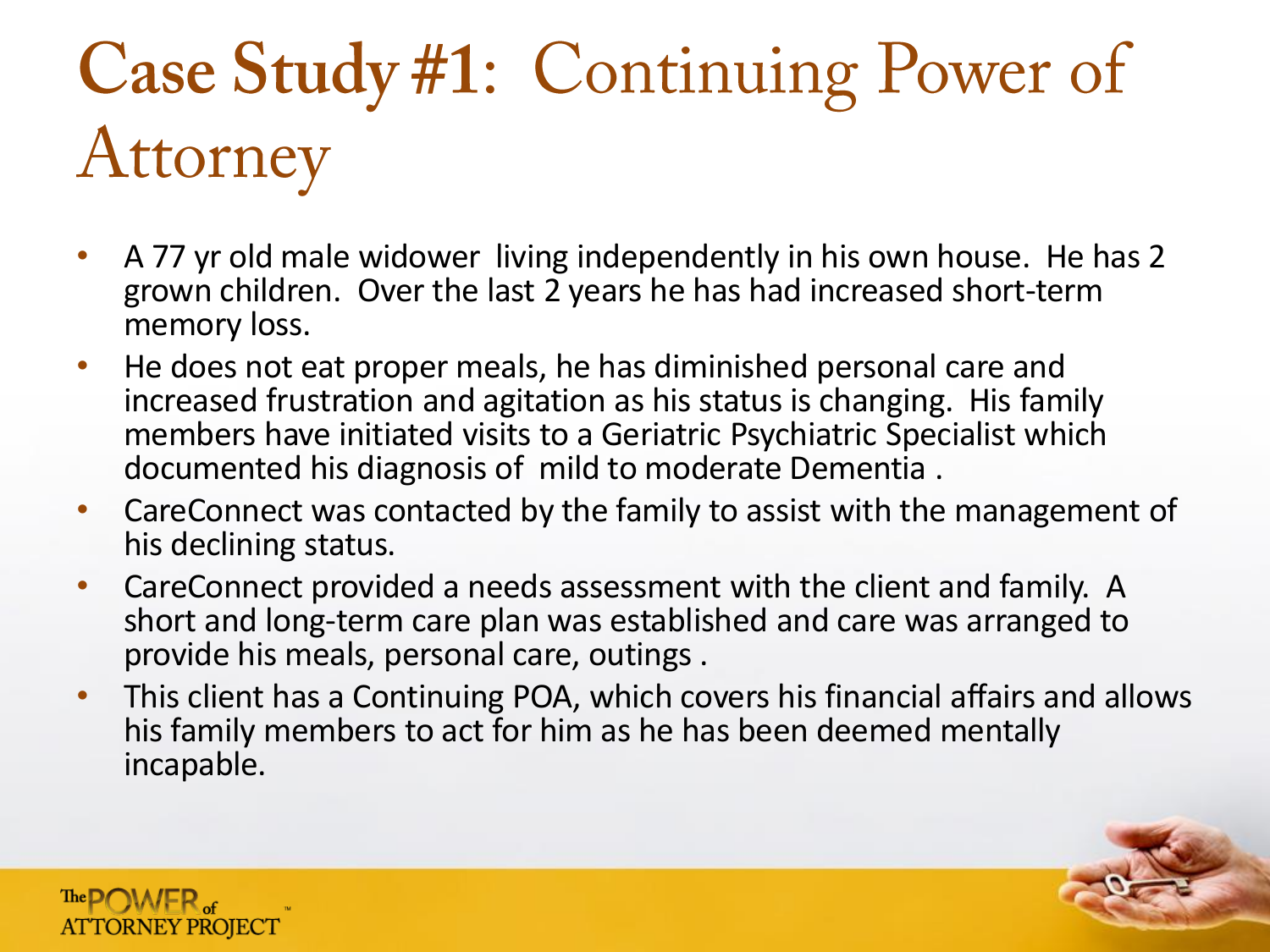# Case Study #1: Continuing Power of Attorney

- A 77 yr old male widower living independently in his own house. He has 2 grown children. Over the last 2 years he has had increased short-term memory loss.
- He does not eat proper meals, he has diminished personal care and increased frustration and agitation as his status is changing. His family members have initiated visits to a Geriatric Psychiatric Specialist which documented his diagnosis of mild to moderate Dementia .
- CareConnect was contacted by the family to assist with the management of his declining status.
- CareConnect provided a needs assessment with the client and family. A short and long-term care plan was established and care was arranged to provide his meals, personal care, outings .
- This client has a Continuing POA, which covers his financial affairs and allows his family members to act for him as he has been deemed mentally incapable.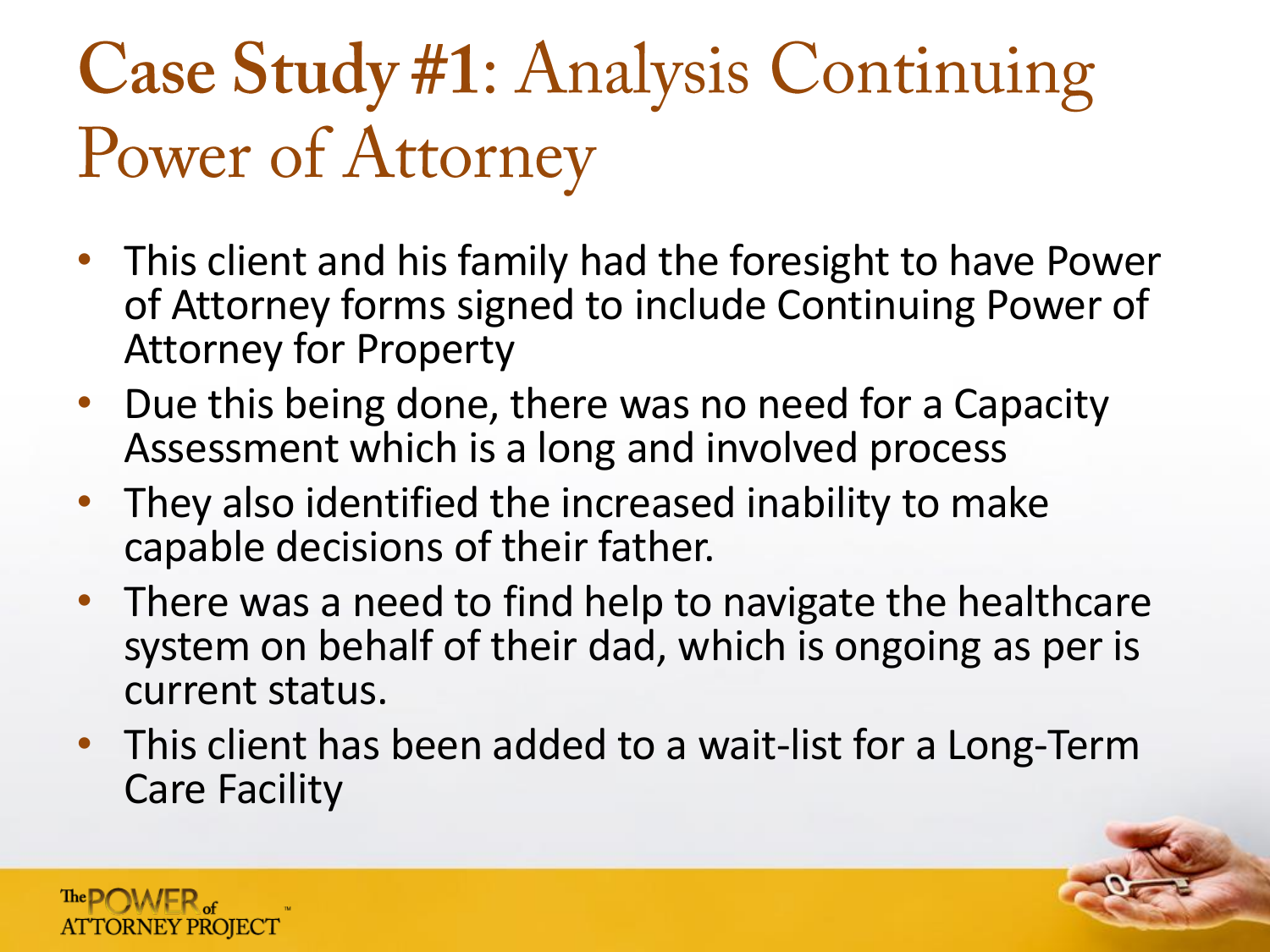# **Case Study #1**: Analysis Continuing Power of Attorney

- This client and his family had the foresight to have Power of Attorney forms signed to include Continuing Power of Attorney for Property
- Due this being done, there was no need for a Capacity Assessment which is a long and involved process
- They also identified the increased inability to make capable decisions of their father.
- There was a need to find help to navigate the healthcare system on behalf of their dad, which is ongoing as per is current status.
- This client has been added to a wait-list for a Long-Term Care Facility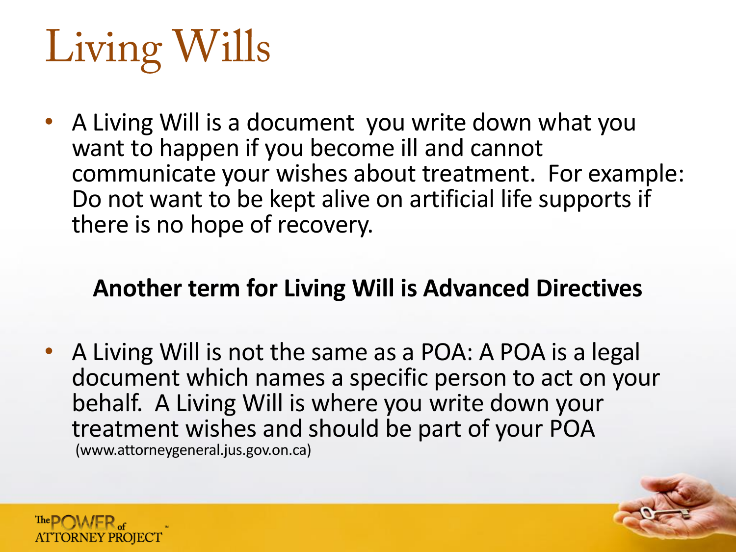# Living Wills

- A Living Will is a document  you write down what you want to happen if you become ill and cannot communicate your wishes about treatment.  For example: Do not want to be kept alive on artificial life supports if there is no hope of recovery.

**Another term for Living Will is Advanced Directives**

- A Living Will is not the same as a POA: A POA is a legal document which names a specific person to act on your behalf.  A Living Will is where you write down your treatment wishes and should be part of your POA (www.attorneygeneral.jus.gov.on.ca)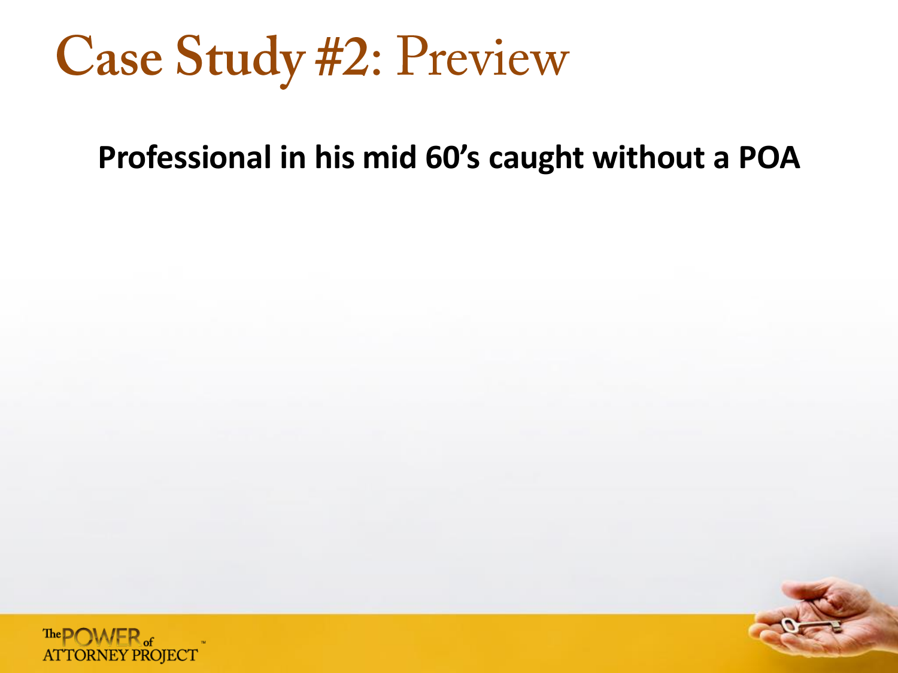# Case Study #2: Preview

**Professional in his mid 60's caught without a POA**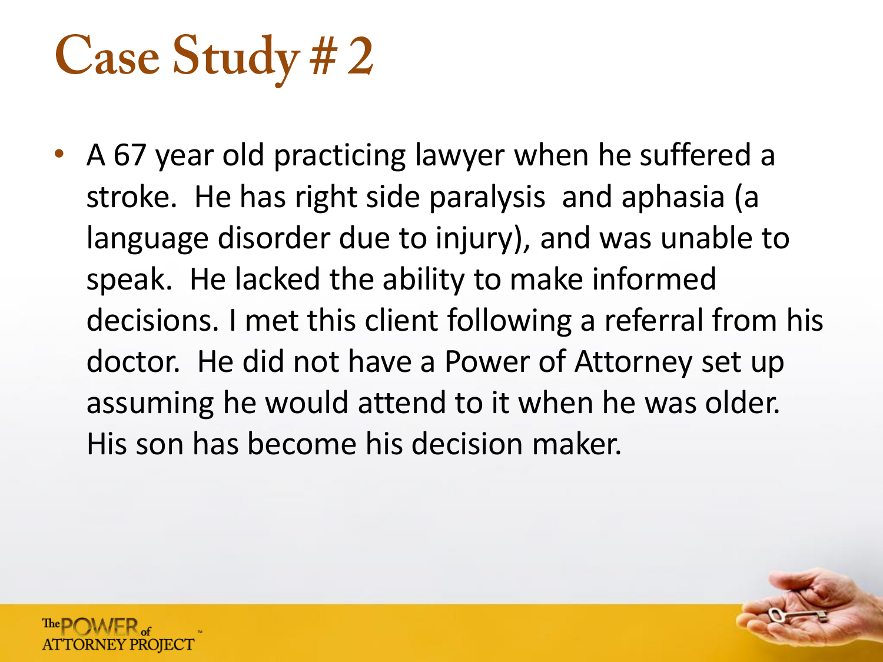# Case Study # 2

- A 67 year old practicing lawyer when he suffered a stroke. He has right side paralysis and aphasia (a language disorder due to injury), and was unable to speak. He lacked the ability to make informed decisions. I met this client following a referral from his doctor. He did not have a Power of Attorney set up assuming he would attend to it when he was older. His son has become his decision maker.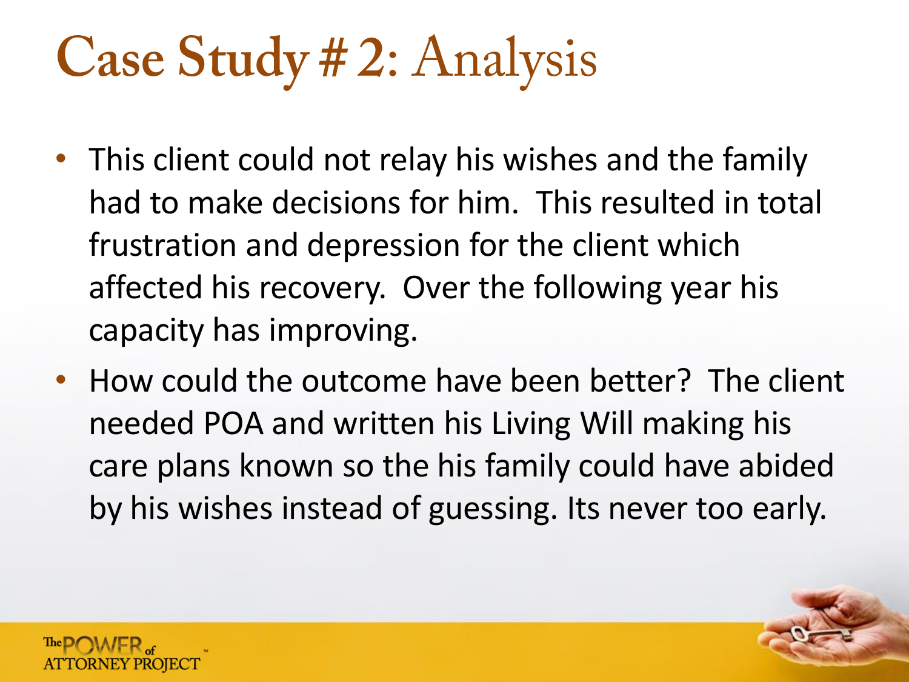# Case Study # 2: Analysis

- This client could not relay his wishes and the family had to make decisions for him. This resulted in total frustration and depression for the client which affected his recovery. Over the following year his capacity has improving.
- How could the outcome have been better? The client needed POA and written his Living Will making his care plans known so the his family could have abided by his wishes instead of guessing. Its never too early.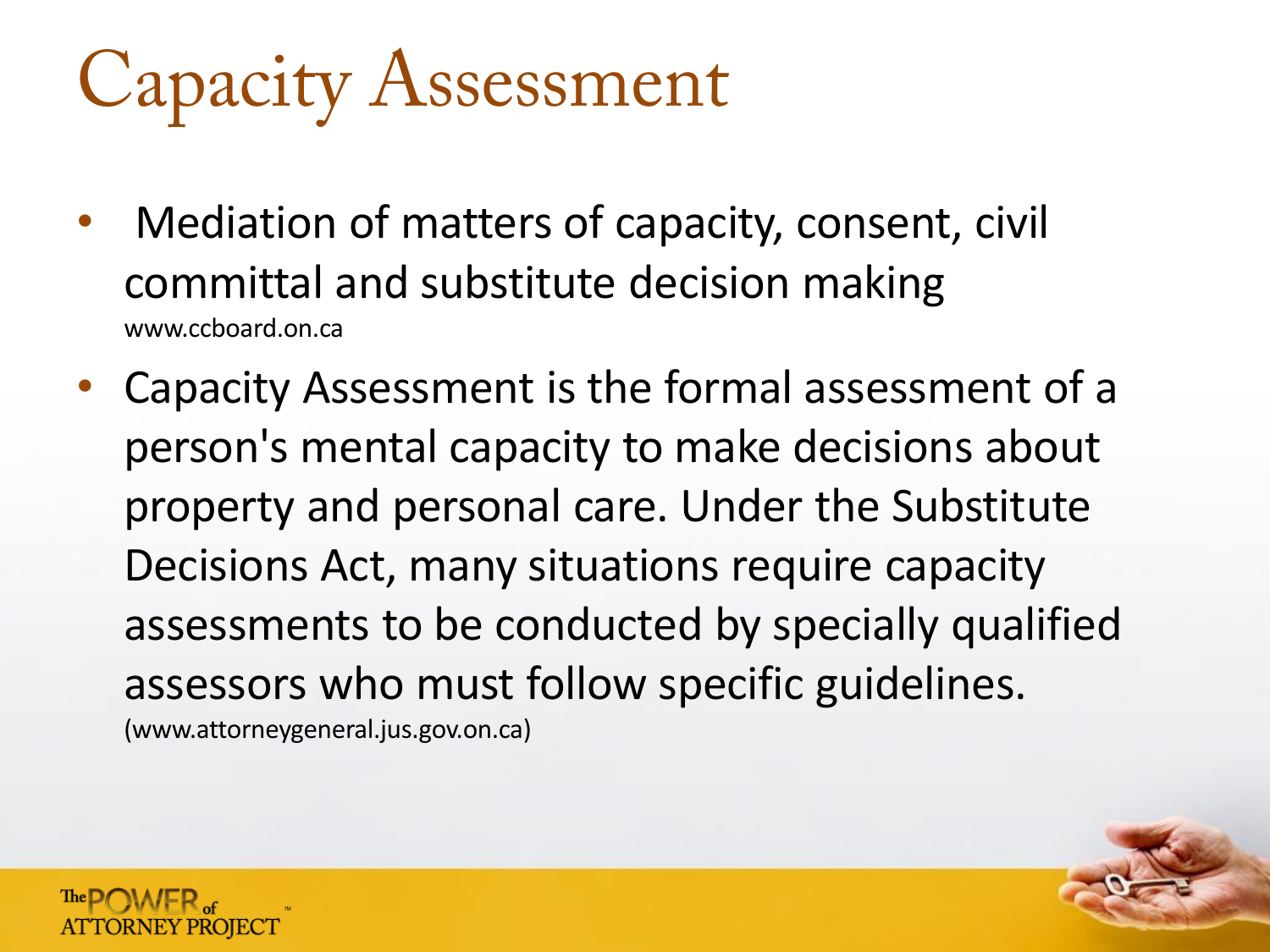# Capacity Assessment

- Mediation of matters of capacity, consent, civil committal and substitute decision making
  www.ccboard.on.ca
- Capacity Assessment is the formal assessment of a person's mental capacity to make decisions about property and personal care. Under the Substitute Decisions Act, many situations require capacity assessments to be conducted by specially qualified assessors who must follow specific guidelines.
  (www.attorneygeneral.jus.gov.on.ca)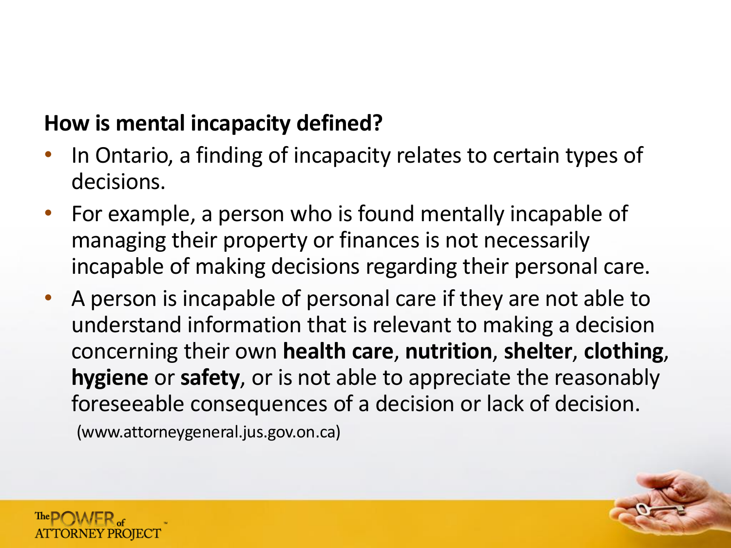**How is mental incapacity defined?**

- In Ontario, a finding of incapacity relates to certain types of decisions.
- For example, a person who is found mentally incapable of managing their property or finances is not necessarily incapable of making decisions regarding their personal care.
- A person is incapable of personal care if they are not able to understand information that is relevant to making a decision concerning their own **health care**, **nutrition**, **shelter**, **clothing**, **hygiene** or **safety**, or is not able to appreciate the reasonably foreseeable consequences of a decision or lack of decision.

(www.attorneygeneral.jus.gov.on.ca)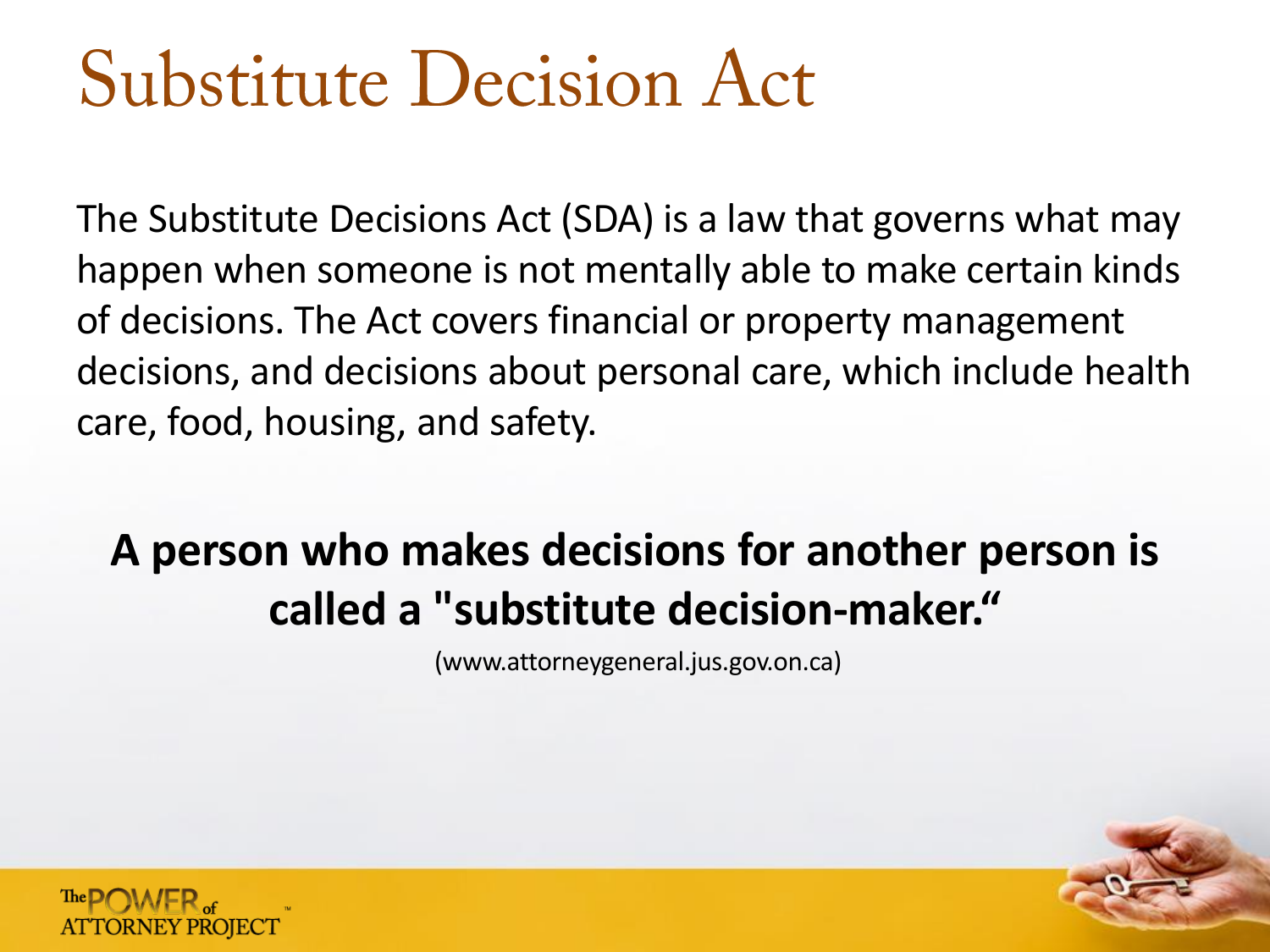# Substitute Decision Act

The Substitute Decisions Act (SDA) is a law that governs what may happen when someone is not mentally able to make certain kinds of decisions. The Act covers financial or property management decisions, and decisions about personal care, which include health care, food, housing, and safety.

**A person who makes decisions for another person is called a "substitute decision-maker.“**

(www.attorneygeneral.jus.gov.on.ca)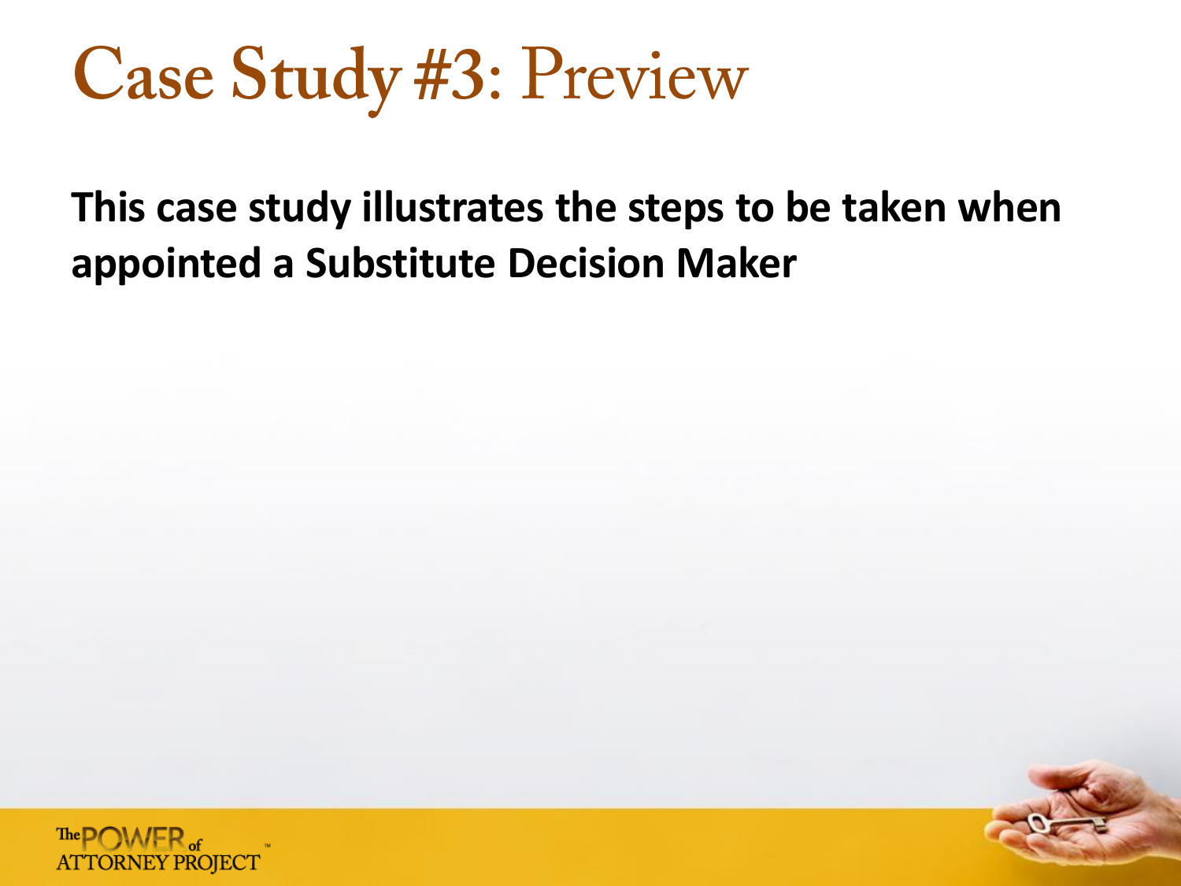# Case Study #3: Preview

**This case study illustrates the steps to be taken when appointed a Substitute Decision Maker**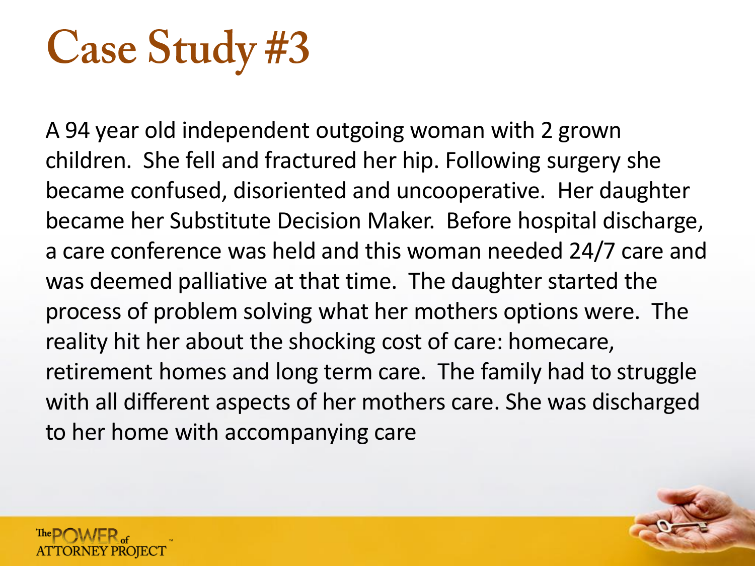# Case Study #3

A 94 year old independent outgoing woman with 2 grown children. She fell and fractured her hip. Following surgery she became confused, disoriented and uncooperative. Her daughter became her Substitute Decision Maker. Before hospital discharge, a care conference was held and this woman needed 24/7 care and was deemed palliative at that time. The daughter started the process of problem solving what her mothers options were. The reality hit her about the shocking cost of care: homecare, retirement homes and long term care. The family had to struggle with all different aspects of her mothers care. She was discharged to her home with accompanying care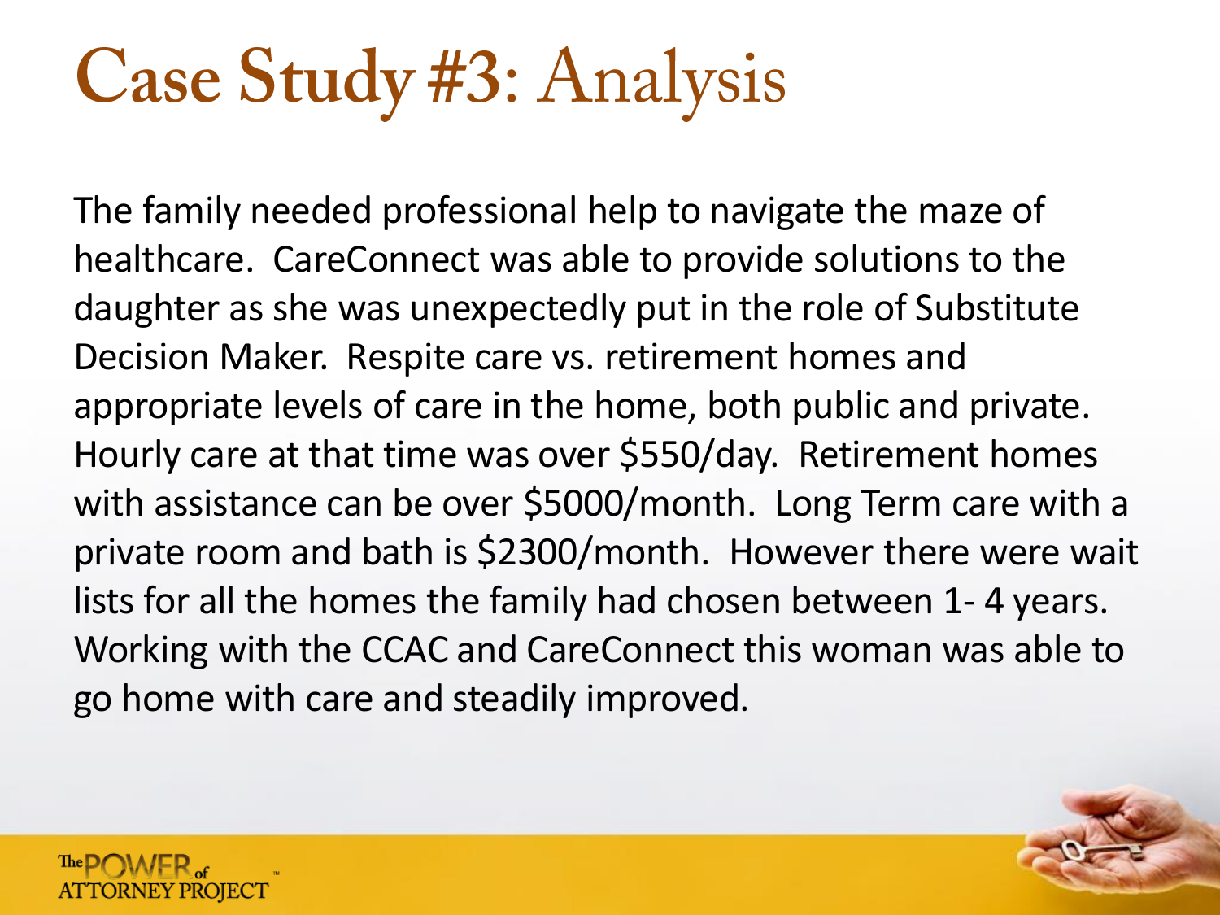# Case Study #3: Analysis

The family needed professional help to navigate the maze of healthcare. CareConnect was able to provide solutions to the daughter as she was unexpectedly put in the role of Substitute Decision Maker. Respite care vs. retirement homes and appropriate levels of care in the home, both public and private. Hourly care at that time was over $550/day. Retirement homes with assistance can be over $5000/month. Long Term care with a private room and bath is $2300/month. However there were wait lists for all the homes the family had chosen between 1- 4 years. Working with the CCAC and CareConnect this woman was able to go home with care and steadily improved.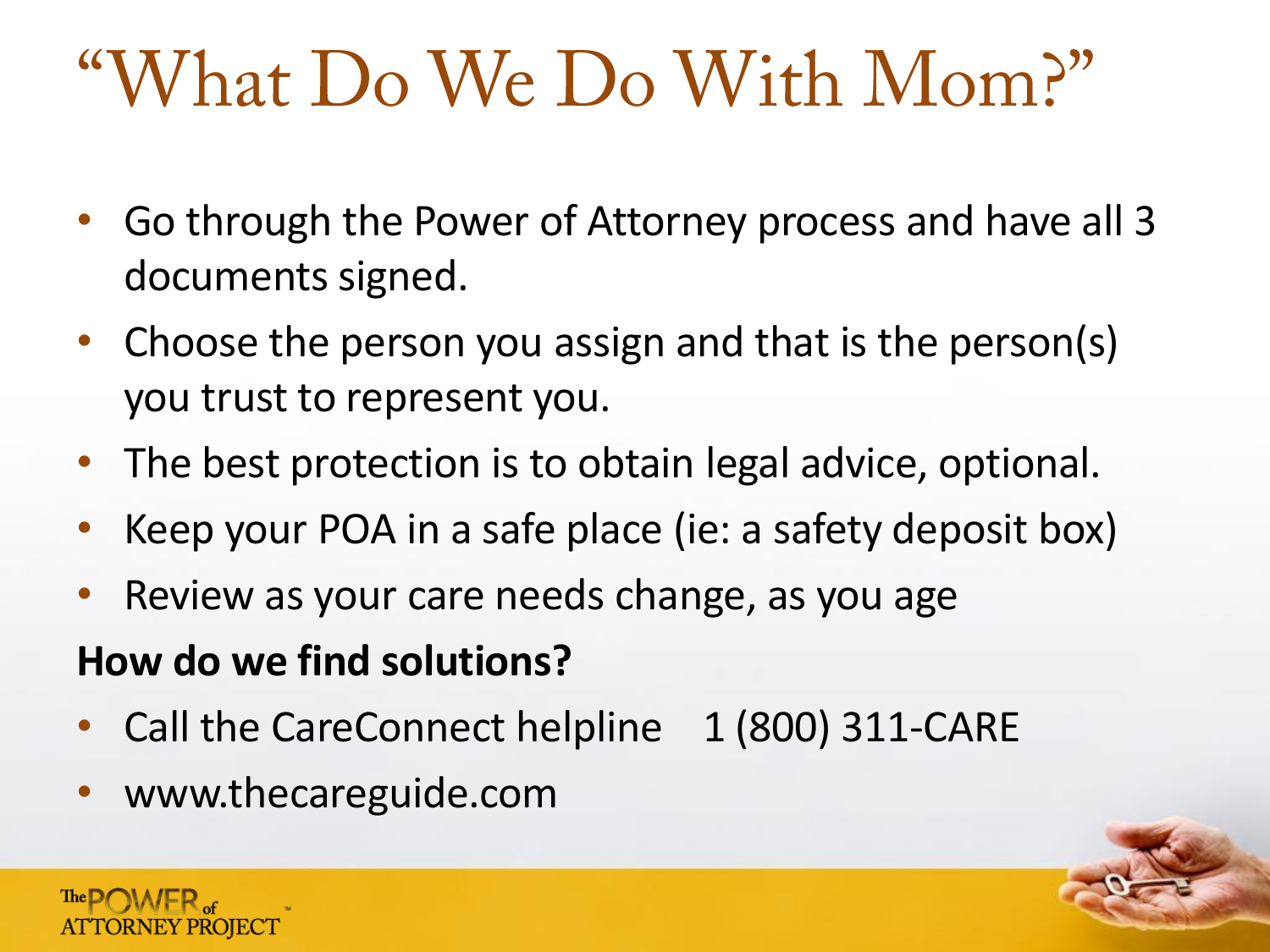# "What Do We Do With Mom?"

- Go through the Power of Attorney process and have all 3 documents signed.
- Choose the person you assign and that is the person(s) you trust to represent you.
- The best protection is to obtain legal advice, optional.
- Keep your POA in a safe place (ie: a safety deposit box)
- Review as your care needs change, as you age

**How do we find solutions?**

- Call the CareConnect helpline 1 (800) 311-CARE
- www.thecareguide.com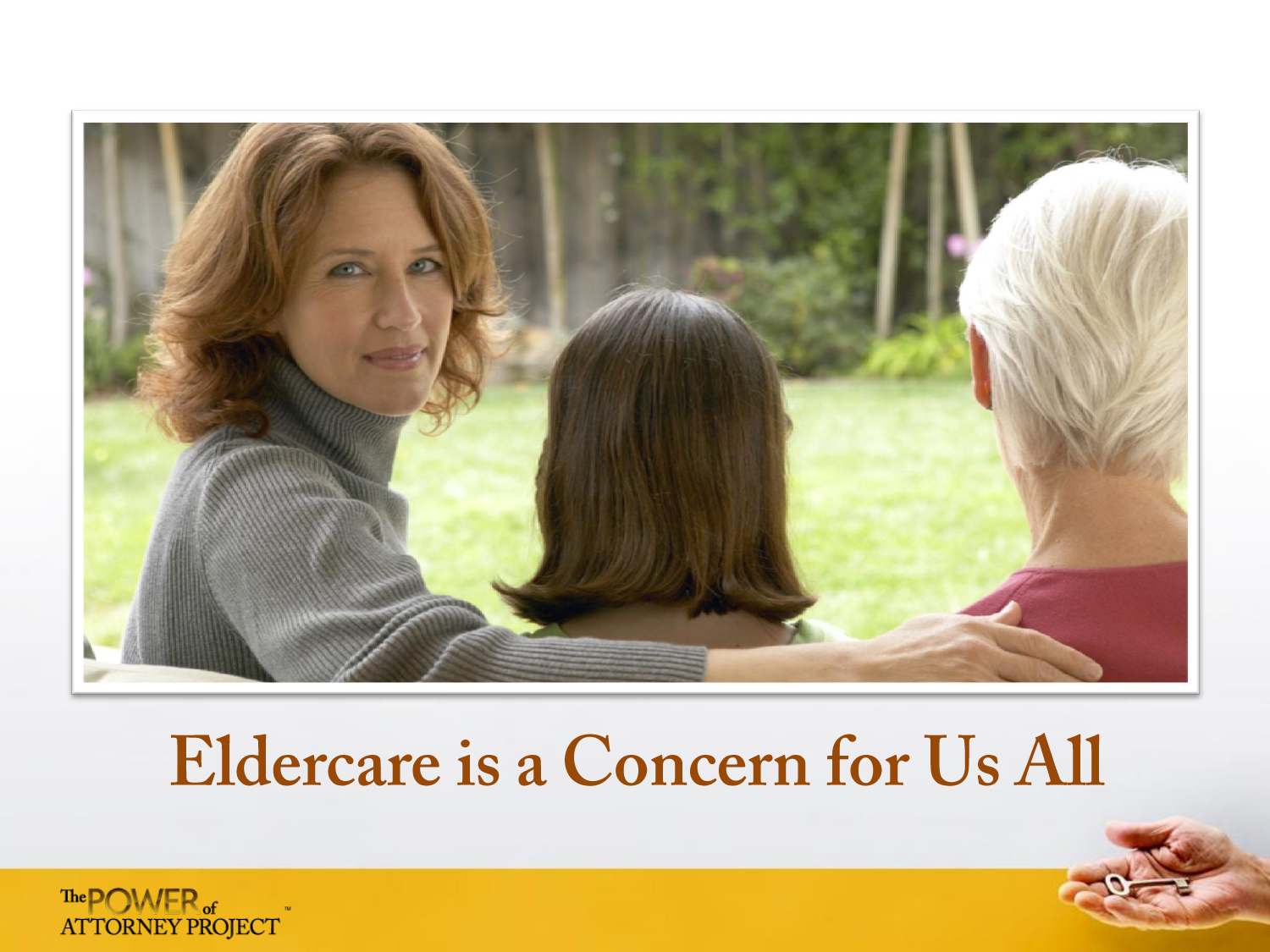# Eldercare is a Concern for Us All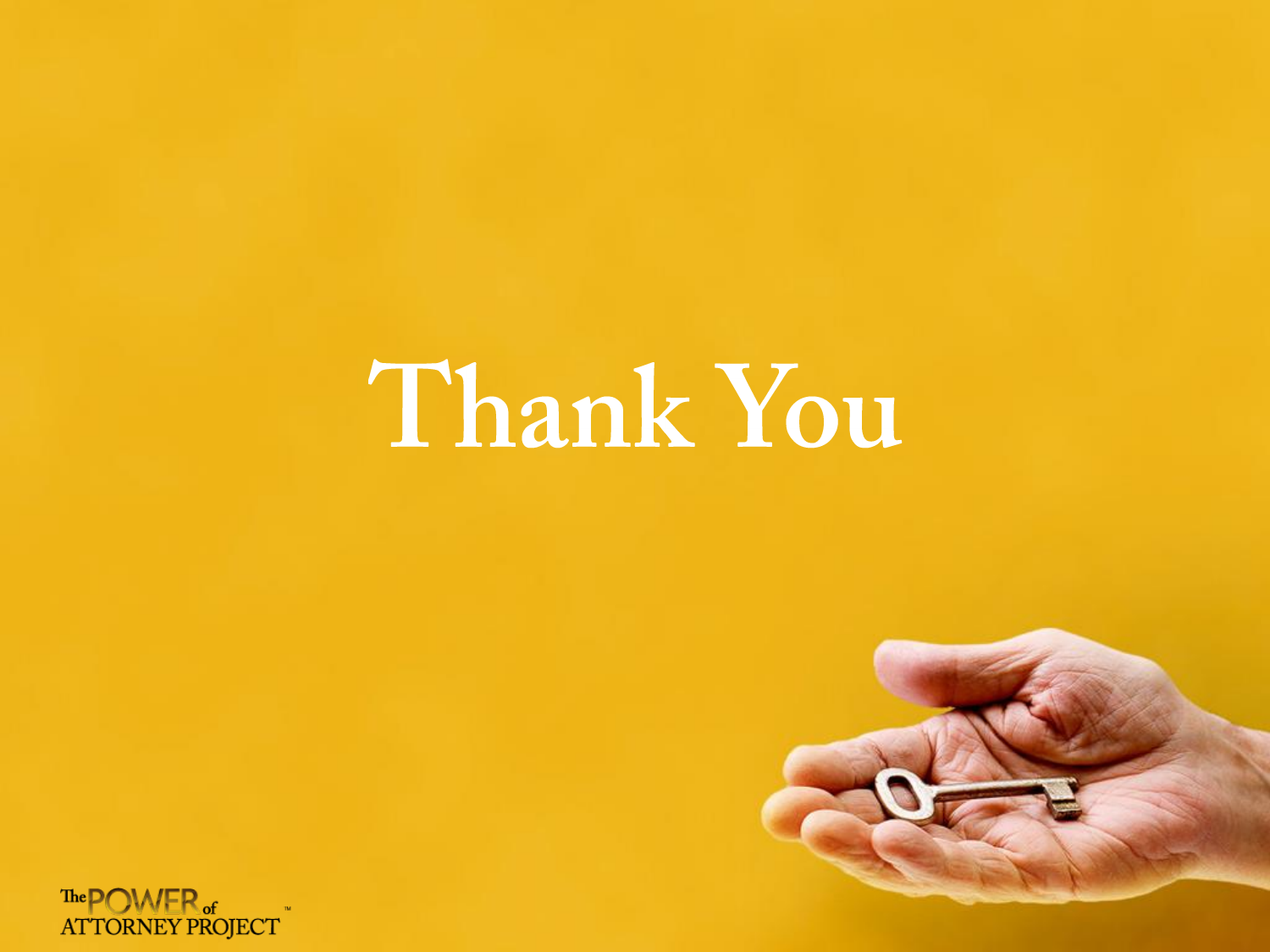# Thank You

The POWER of ATTORNEY PROJECT™